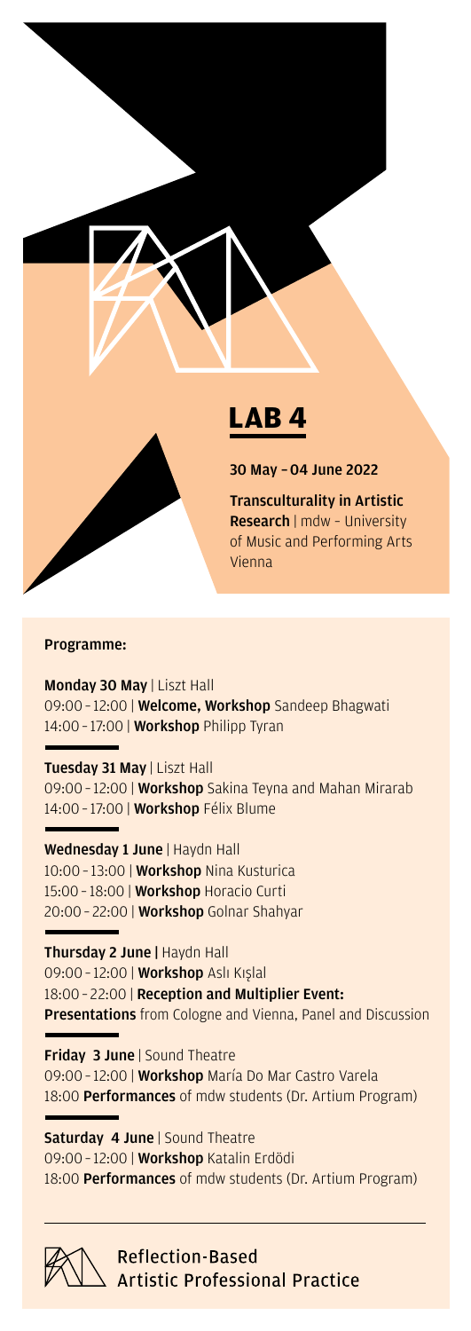# LAB 4

**30 May – 04 June 2022**

**Transculturality in Artistic Research** | mdw – University of Music and Performing Arts Vienna

**Programme:**

**Monday 30 May** | Liszt Hall
09:00 – 12:00 | **Welcome, Workshop** Sandeep Bhagwati
14:00 – 17:00 | **Workshop** Philipp Tyran

**Tuesday 31 May** | Liszt Hall
09:00 – 12:00 | **Workshop** Sakina Teyna and Mahan Mirarab
14:00 – 17:00 | **Workshop** Félix Blume

**Wednesday 1 June** | Haydn Hall
10:00 – 13:00 | **Workshop** Nina Kusturica
15:00 – 18:00 | **Workshop** Horacio Curti
20:00 – 22:00 | **Workshop** Golnar Shahyar

**Thursday 2 June |** Haydn Hall
09:00 – 12:00 | **Workshop** Aslı Kışlal
18:00 – 22:00 | **Reception and Multiplier Event: Presentations** from Cologne and Vienna, Panel and Discussion

**Friday 3 June** | Sound Theatre
09:00 – 12:00 | **Workshop** María Do Mar Castro Varela
18:00 **Performances** of mdw students (Dr. Artium Program)

**Saturday 4 June** | Sound Theatre
09:00 – 12:00 | **Workshop** Katalin Erdödi
18:00 **Performances** of mdw students (Dr. Artium Program)

Reflection-Based Artistic Professional Practice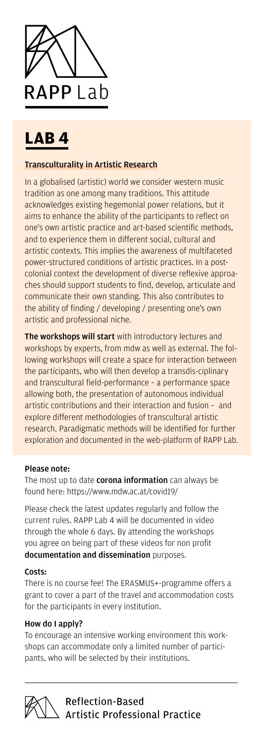RAPP Lab

# LAB 4

## Transculturality in Artistic Research

In a globalised (artistic) world we consider western music tradition as one among many traditions. This attitude acknowledges existing hegemonial power relations, but it aims to enhance the ability of the participants to reflect on one's own artistic practice and art-based scientific methods, and to experience them in different social, cultural and artistic contexts. This implies the awareness of multifaceted power-structured conditions of artistic practices. In a post-colonial context the development of diverse reflexive approaches should support students to find, develop, articulate and communicate their own standing. This also contributes to the ability of finding / developing / presenting one's own artistic and professional niche.

**The workshops will start** with introductory lectures and workshops by experts, from mdw as well as external. The following workshops will create a space for interaction between the participants, who will then develop a transdis-ciplinary and transcultural field-performance – a performance space allowing both, the presentation of autonomous individual artistic contributions and their interaction and fusion – and explore different methodologies of transcultural artistic research. Paradigmatic methods will be identified for further exploration and documented in the web-platform of RAPP Lab.

**Please note:**

The most up to date **corona information** can always be found here: https://www.mdw.ac.at/covid19/

Please check the latest updates regularly and follow the current rules. RAPP Lab 4 will be documented in video through the whole 6 days. By attending the workshops you agree on being part of these videos for non profit **documentation and dissemination** purposes.

**Costs:**

There is no course fee! The ERASMUS+-programme offers a grant to cover a part of the travel and accommodation costs for the participants in every institution.

**How do I apply?**

To encourage an intensive working environment this workshops can accommodate only a limited number of participants, who will be selected by their institutions.

Reflection-Based Artistic Professional Practice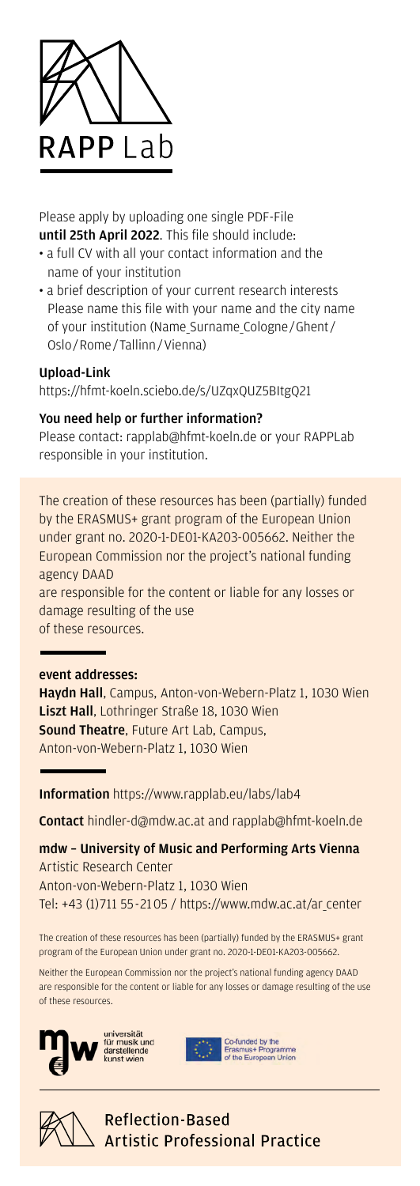RAPP Lab

Please apply by uploading one single PDF-File **until 25th April 2022**. This file should include:

- a full CV with all your contact information and the name of your institution
- a brief description of your current research interests Please name this file with your name and the city name of your institution (Name_Surname_Cologne/Ghent/Oslo/Rome/Tallinn/Vienna)

**Upload-Link**
https://hfmt-koeln.sciebo.de/s/UZqxQUZ5BItgQ21

**You need help or further information?**
Please contact: rapplab@hfmt-koeln.de or your RAPPLab responsible in your institution.

The creation of these resources has been (partially) funded by the ERASMUS+ grant program of the European Union under grant no. 2020-1-DE01-KA203-005662. Neither the European Commission nor the project's national funding agency DAAD
are responsible for the content or liable for any losses or damage resulting of the use
of these resources.

**event addresses:**
**Haydn Hall**, Campus, Anton-von-Webern-Platz 1, 1030 Wien
**Liszt Hall**, Lothringer Straße 18, 1030 Wien
**Sound Theatre**, Future Art Lab, Campus, Anton-von-Webern-Platz 1, 1030 Wien

**Information** https://www.rapplab.eu/labs/lab4

**Contact** hindler-d@mdw.ac.at and rapplab@hfmt-koeln.de

**mdw – University of Music and Performing Arts Vienna**
Artistic Research Center
Anton-von-Webern-Platz 1, 1030 Wien
Tel: +43 (1)711 55-2105 / https://www.mdw.ac.at/ar_center

The creation of these resources has been (partially) funded by the ERASMUS+ grant program of the European Union under grant no. 2020-1-DE01-KA203-005662.

Neither the European Commission nor the project's national funding agency DAAD are responsible for the content or liable for any losses or damage resulting of the use of these resources.

universität für musik und darstellende kunst wien

Co-funded by the Erasmus+ Programme of the European Union

Reflection-Based Artistic Professional Practice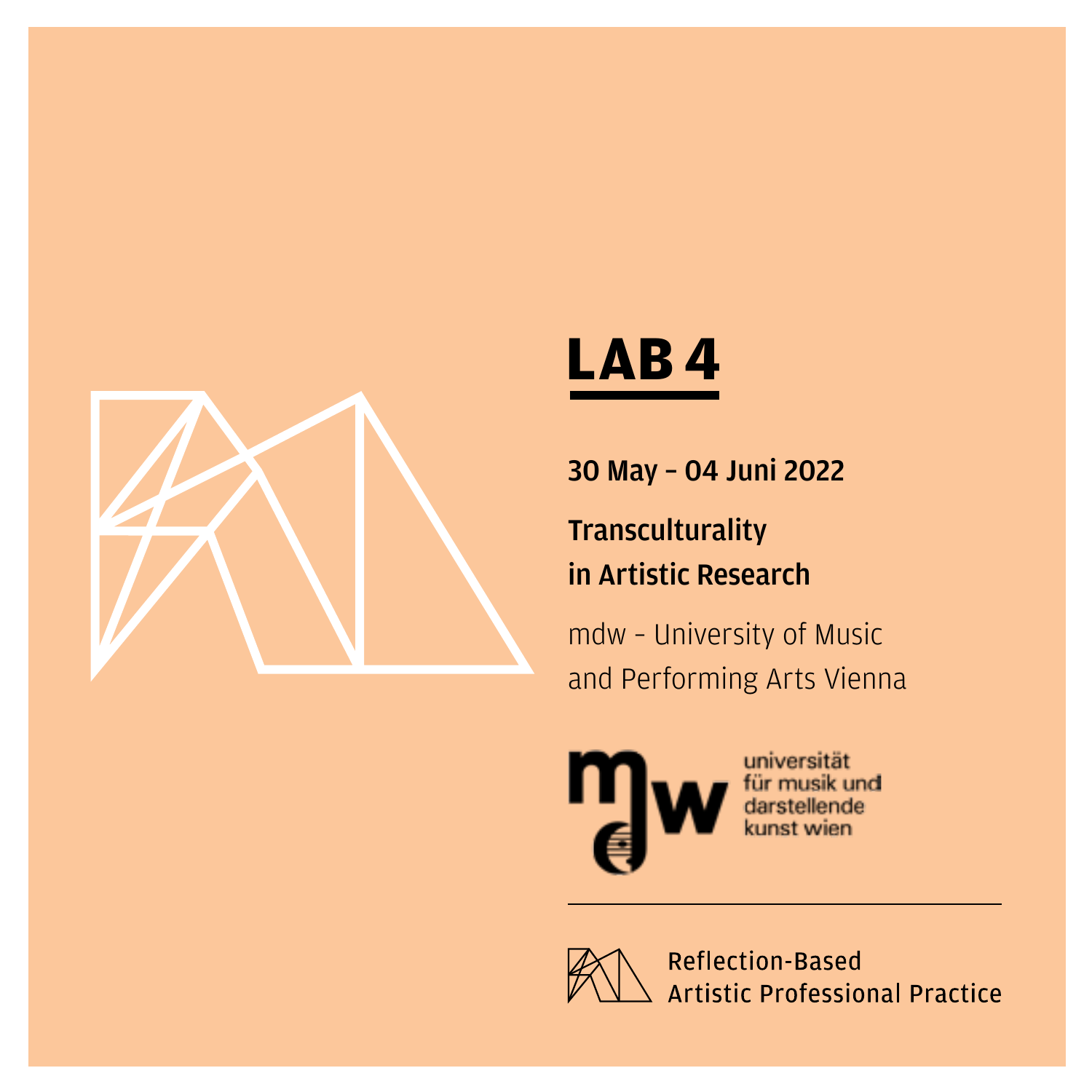# LAB 4

**30 May – 04 Juni 2022**

**Transculturality in Artistic Research**

mdw – University of Music and Performing Arts Vienna

universität für musik und darstellende kunst wien

Reflection-Based Artistic Professional Practice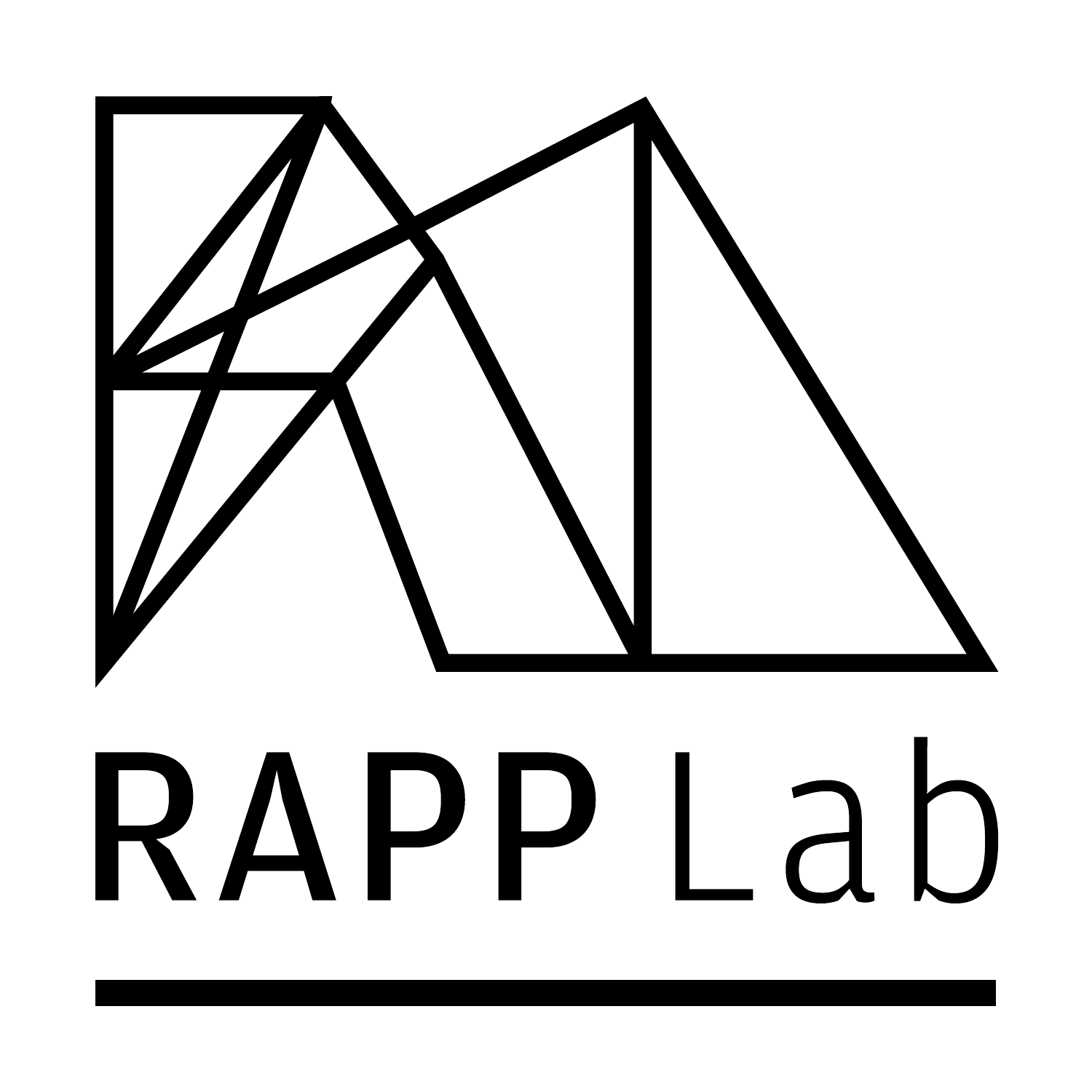RAPP Lab